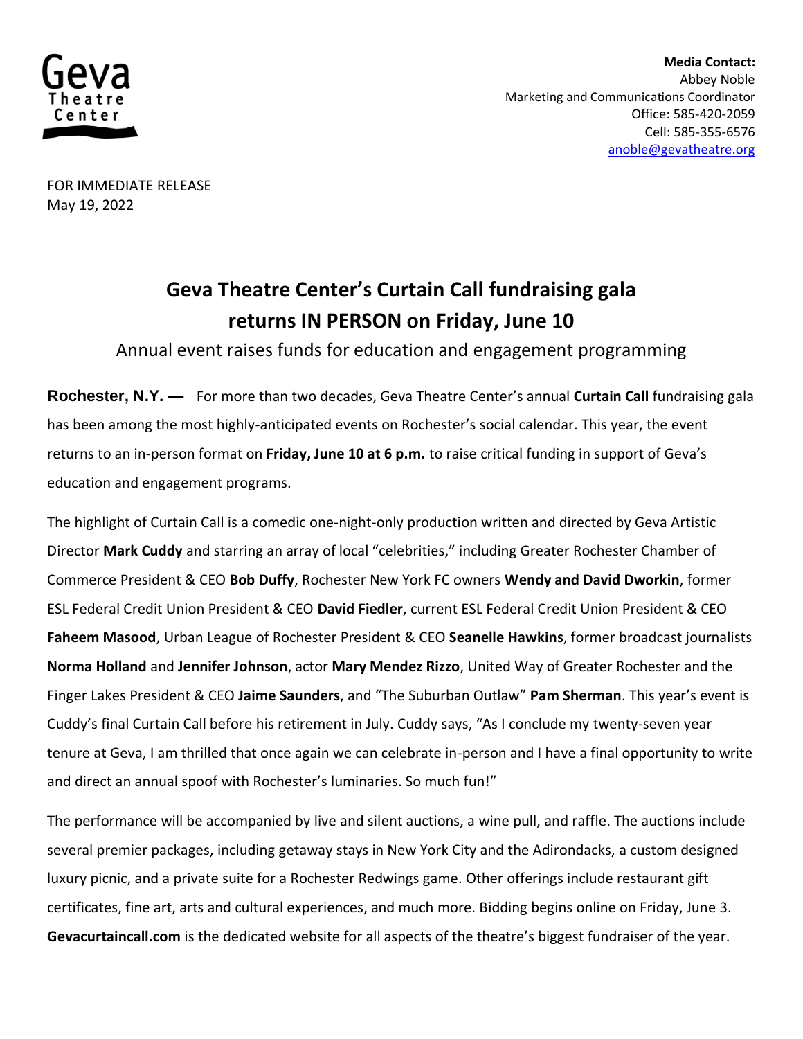Geva Theatre Center

**Media Contact:**
Abbey Noble
Marketing and Communications Coordinator
Office: 585-420-2059
Cell: 585-355-6576
anoble@gevatheatre.org

FOR IMMEDIATE RELEASE
May 19, 2022

# Geva Theatre Center's Curtain Call fundraising gala returns IN PERSON on Friday, June 10

Annual event raises funds for education and engagement programming

**Rochester, N.Y. —** For more than two decades, Geva Theatre Center's annual **Curtain Call** fundraising gala has been among the most highly-anticipated events on Rochester's social calendar. This year, the event returns to an in-person format on **Friday, June 10 at 6 p.m.** to raise critical funding in support of Geva's education and engagement programs.

The highlight of Curtain Call is a comedic one-night-only production written and directed by Geva Artistic Director **Mark Cuddy** and starring an array of local "celebrities," including Greater Rochester Chamber of Commerce President & CEO **Bob Duffy**, Rochester New York FC owners **Wendy and David Dworkin**, former ESL Federal Credit Union President & CEO **David Fiedler**, current ESL Federal Credit Union President & CEO **Faheem Masood**, Urban League of Rochester President & CEO **Seanelle Hawkins**, former broadcast journalists **Norma Holland** and **Jennifer Johnson**, actor **Mary Mendez Rizzo**, United Way of Greater Rochester and the Finger Lakes President & CEO **Jaime Saunders**, and "The Suburban Outlaw" **Pam Sherman**. This year's event is Cuddy's final Curtain Call before his retirement in July. Cuddy says, "As I conclude my twenty-seven year tenure at Geva, I am thrilled that once again we can celebrate in-person and I have a final opportunity to write and direct an annual spoof with Rochester's luminaries. So much fun!"

The performance will be accompanied by live and silent auctions, a wine pull, and raffle. The auctions include several premier packages, including getaway stays in New York City and the Adirondacks, a custom designed luxury picnic, and a private suite for a Rochester Redwings game. Other offerings include restaurant gift certificates, fine art, arts and cultural experiences, and much more. Bidding begins online on Friday, June 3. **Gevacurtaincall.com** is the dedicated website for all aspects of the theatre's biggest fundraiser of the year.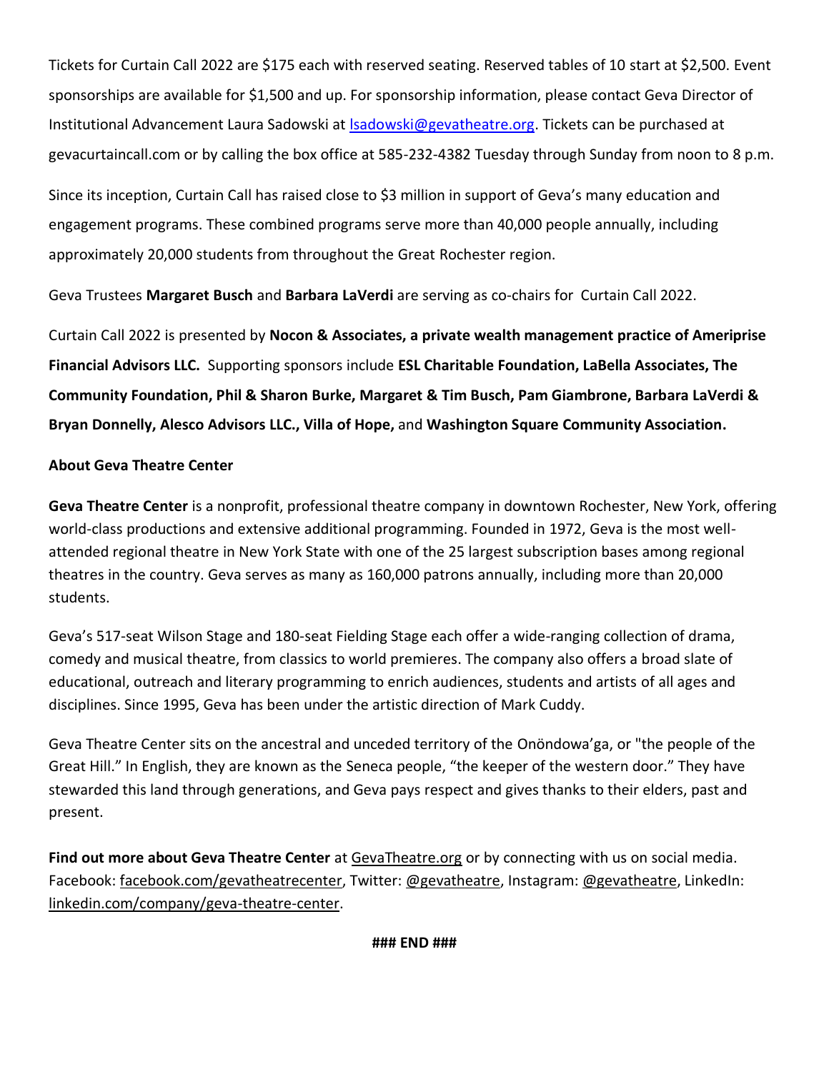Tickets for Curtain Call 2022 are $175 each with reserved seating. Reserved tables of 10 start at $2,500. Event sponsorships are available for $1,500 and up. For sponsorship information, please contact Geva Director of Institutional Advancement Laura Sadowski at lsadowski@gevatheatre.org. Tickets can be purchased at gevacurtaincall.com or by calling the box office at 585-232-4382 Tuesday through Sunday from noon to 8 p.m.

Since its inception, Curtain Call has raised close to $3 million in support of Geva's many education and engagement programs. These combined programs serve more than 40,000 people annually, including approximately 20,000 students from throughout the Great Rochester region.

Geva Trustees **Margaret Busch** and **Barbara LaVerdi** are serving as co-chairs for Curtain Call 2022.

Curtain Call 2022 is presented by **Nocon & Associates, a private wealth management practice of Ameriprise Financial Advisors LLC.** Supporting sponsors include **ESL Charitable Foundation, LaBella Associates, The Community Foundation, Phil & Sharon Burke, Margaret & Tim Busch, Pam Giambrone, Barbara LaVerdi & Bryan Donnelly, Alesco Advisors LLC., Villa of Hope,** and **Washington Square Community Association.**

**About Geva Theatre Center**

**Geva Theatre Center** is a nonprofit, professional theatre company in downtown Rochester, New York, offering world-class productions and extensive additional programming. Founded in 1972, Geva is the most well-attended regional theatre in New York State with one of the 25 largest subscription bases among regional theatres in the country. Geva serves as many as 160,000 patrons annually, including more than 20,000 students.

Geva's 517-seat Wilson Stage and 180-seat Fielding Stage each offer a wide-ranging collection of drama, comedy and musical theatre, from classics to world premieres. The company also offers a broad slate of educational, outreach and literary programming to enrich audiences, students and artists of all ages and disciplines. Since 1995, Geva has been under the artistic direction of Mark Cuddy.

Geva Theatre Center sits on the ancestral and unceded territory of the Onöndowa'ga, or "the people of the Great Hill." In English, they are known as the Seneca people, "the keeper of the western door." They have stewarded this land through generations, and Geva pays respect and gives thanks to their elders, past and present.

**Find out more about Geva Theatre Center** at GevaTheatre.org or by connecting with us on social media. Facebook: facebook.com/gevatheatrecenter, Twitter: @gevatheatre, Instagram: @gevatheatre, LinkedIn: linkedin.com/company/geva-theatre-center.

**### END ###**